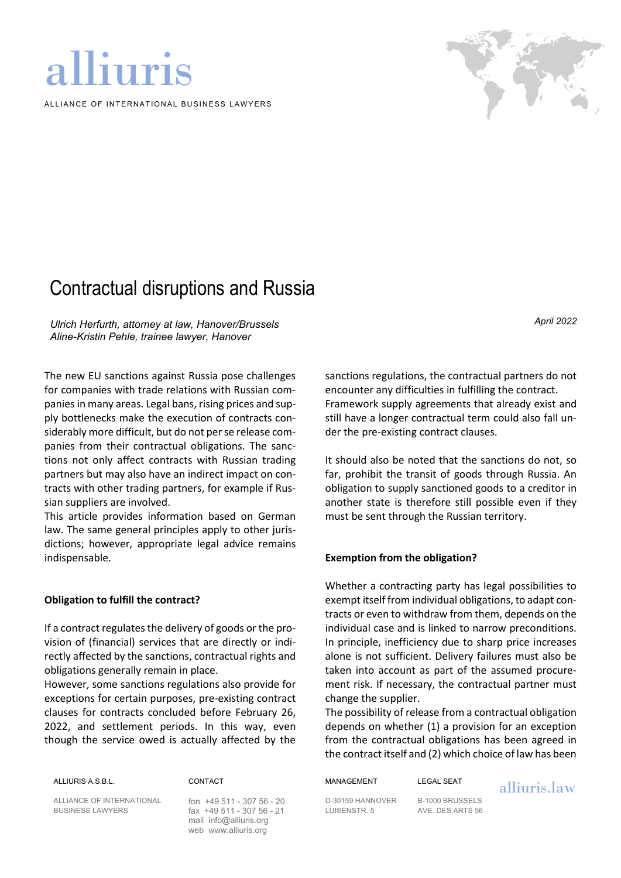# alliuris

ALLIANCE OF INTERNATIONAL BUSINESS LAWYERS

## Contractual disruptions and Russia

*Ulrich Herfurth, attorney at law, Hanover/Brussels*
*Aline-Kristin Pehle, trainee lawyer, Hanover*

*April 2022*

The new EU sanctions against Russia pose challenges for companies with trade relations with Russian companies in many areas. Legal bans, rising prices and supply bottlenecks make the execution of contracts considerably more difficult, but do not per se release companies from their contractual obligations. The sanctions not only affect contracts with Russian trading partners but may also have an indirect impact on contracts with other trading partners, for example if Russian suppliers are involved.

This article provides information based on German law. The same general principles apply to other jurisdictions; however, appropriate legal advice remains indispensable.

### Obligation to fulfill the contract?

If a contract regulates the delivery of goods or the provision of (financial) services that are directly or indirectly affected by the sanctions, contractual rights and obligations generally remain in place.

However, some sanctions regulations also provide for exceptions for certain purposes, pre-existing contract clauses for contracts concluded before February 26, 2022, and settlement periods. In this way, even though the service owed is actually affected by the sanctions regulations, the contractual partners do not encounter any difficulties in fulfilling the contract.

Framework supply agreements that already exist and still have a longer contractual term could also fall under the pre-existing contract clauses.

It should also be noted that the sanctions do not, so far, prohibit the transit of goods through Russia. An obligation to supply sanctioned goods to a creditor in another state is therefore still possible even if they must be sent through the Russian territory.

### Exemption from the obligation?

Whether a contracting party has legal possibilities to exempt itself from individual obligations, to adapt contracts or even to withdraw from them, depends on the individual case and is linked to narrow preconditions. In principle, inefficiency due to sharp price increases alone is not sufficient. Delivery failures must also be taken into account as part of the assumed procurement risk. If necessary, the contractual partner must change the supplier.

The possibility of release from a contractual obligation depends on whether (1) a provision for an exception from the contractual obligations has been agreed in the contract itself and (2) which choice of law has been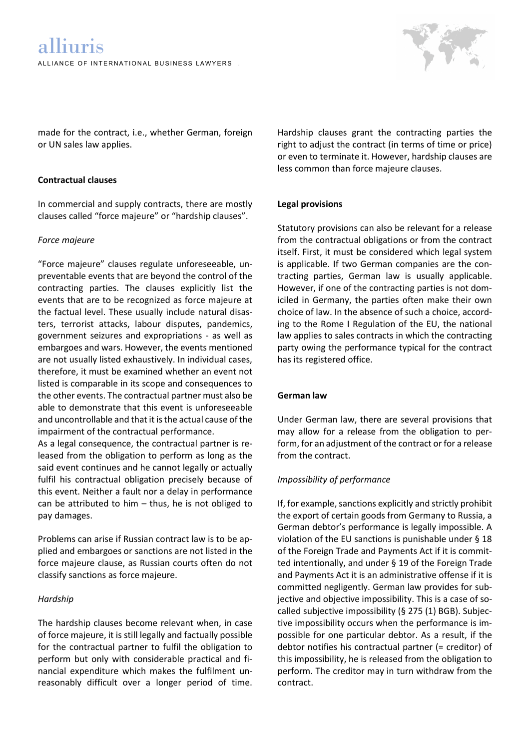made for the contract, i.e., whether German, foreign or UN sales law applies.

**Contractual clauses**

In commercial and supply contracts, there are mostly clauses called "force majeure" or "hardship clauses".

*Force majeure*

"Force majeure" clauses regulate unforeseeable, unpreventable events that are beyond the control of the contracting parties. The clauses explicitly list the events that are to be recognized as force majeure at the factual level. These usually include natural disasters, terrorist attacks, labour disputes, pandemics, government seizures and expropriations - as well as embargoes and wars. However, the events mentioned are not usually listed exhaustively. In individual cases, therefore, it must be examined whether an event not listed is comparable in its scope and consequences to the other events. The contractual partner must also be able to demonstrate that this event is unforeseeable and uncontrollable and that it is the actual cause of the impairment of the contractual performance.

As a legal consequence, the contractual partner is released from the obligation to perform as long as the said event continues and he cannot legally or actually fulfil his contractual obligation precisely because of this event. Neither a fault nor a delay in performance can be attributed to him – thus, he is not obliged to pay damages.

Problems can arise if Russian contract law is to be applied and embargoes or sanctions are not listed in the force majeure clause, as Russian courts often do not classify sanctions as force majeure.

*Hardship*

The hardship clauses become relevant when, in case of force majeure, it is still legally and factually possible for the contractual partner to fulfil the obligation to perform but only with considerable practical and financial expenditure which makes the fulfilment unreasonably difficult over a longer period of time. Hardship clauses grant the contracting parties the right to adjust the contract (in terms of time or price) or even to terminate it. However, hardship clauses are less common than force majeure clauses.

**Legal provisions**

Statutory provisions can also be relevant for a release from the contractual obligations or from the contract itself. First, it must be considered which legal system is applicable. If two German companies are the contracting parties, German law is usually applicable. However, if one of the contracting parties is not domiciled in Germany, the parties often make their own choice of law. In the absence of such a choice, according to the Rome I Regulation of the EU, the national law applies to sales contracts in which the contracting party owing the performance typical for the contract has its registered office.

**German law**

Under German law, there are several provisions that may allow for a release from the obligation to perform, for an adjustment of the contract or for a release from the contract.

*Impossibility of performance*

If, for example, sanctions explicitly and strictly prohibit the export of certain goods from Germany to Russia, a German debtor's performance is legally impossible. A violation of the EU sanctions is punishable under § 18 of the Foreign Trade and Payments Act if it is committed intentionally, and under § 19 of the Foreign Trade and Payments Act it is an administrative offense if it is committed negligently. German law provides for subjective and objective impossibility. This is a case of so-called subjective impossibility (§ 275 (1) BGB). Subjective impossibility occurs when the performance is impossible for one particular debtor. As a result, if the debtor notifies his contractual partner (= creditor) of this impossibility, he is released from the obligation to perform. The creditor may in turn withdraw from the contract.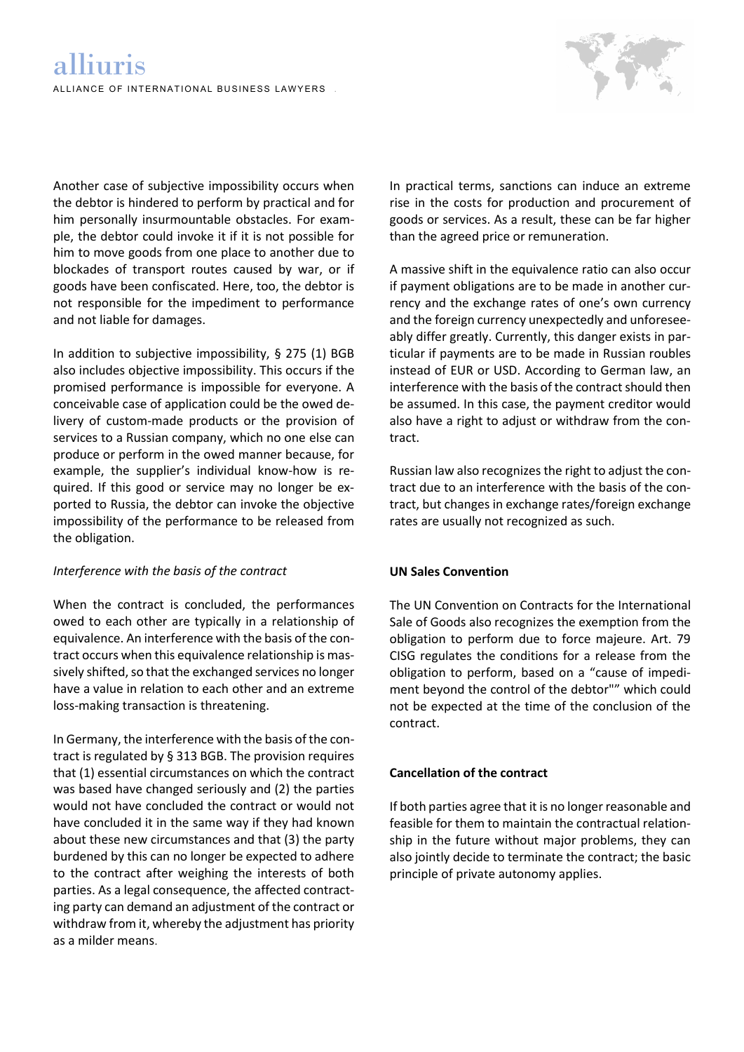Another case of subjective impossibility occurs when the debtor is hindered to perform by practical and for him personally insurmountable obstacles. For example, the debtor could invoke it if it is not possible for him to move goods from one place to another due to blockades of transport routes caused by war, or if goods have been confiscated. Here, too, the debtor is not responsible for the impediment to performance and not liable for damages.

In addition to subjective impossibility, § 275 (1) BGB also includes objective impossibility. This occurs if the promised performance is impossible for everyone. A conceivable case of application could be the owed delivery of custom-made products or the provision of services to a Russian company, which no one else can produce or perform in the owed manner because, for example, the supplier's individual know-how is required. If this good or service may no longer be exported to Russia, the debtor can invoke the objective impossibility of the performance to be released from the obligation.

*Interference with the basis of the contract*

When the contract is concluded, the performances owed to each other are typically in a relationship of equivalence. An interference with the basis of the contract occurs when this equivalence relationship is massively shifted, so that the exchanged services no longer have a value in relation to each other and an extreme loss-making transaction is threatening.

In Germany, the interference with the basis of the contract is regulated by § 313 BGB. The provision requires that (1) essential circumstances on which the contract was based have changed seriously and (2) the parties would not have concluded the contract or would not have concluded it in the same way if they had known about these new circumstances and that (3) the party burdened by this can no longer be expected to adhere to the contract after weighing the interests of both parties. As a legal consequence, the affected contracting party can demand an adjustment of the contract or withdraw from it, whereby the adjustment has priority as a milder means.

In practical terms, sanctions can induce an extreme rise in the costs for production and procurement of goods or services. As a result, these can be far higher than the agreed price or remuneration.

A massive shift in the equivalence ratio can also occur if payment obligations are to be made in another currency and the exchange rates of one's own currency and the foreign currency unexpectedly and unforeseeably differ greatly. Currently, this danger exists in particular if payments are to be made in Russian roubles instead of EUR or USD. According to German law, an interference with the basis of the contract should then be assumed. In this case, the payment creditor would also have a right to adjust or withdraw from the contract.

Russian law also recognizes the right to adjust the contract due to an interference with the basis of the contract, but changes in exchange rates/foreign exchange rates are usually not recognized as such.

**UN Sales Convention**

The UN Convention on Contracts for the International Sale of Goods also recognizes the exemption from the obligation to perform due to force majeure. Art. 79 CISG regulates the conditions for a release from the obligation to perform, based on a "cause of impediment beyond the control of the debtor"" which could not be expected at the time of the conclusion of the contract.

**Cancellation of the contract**

If both parties agree that it is no longer reasonable and feasible for them to maintain the contractual relationship in the future without major problems, they can also jointly decide to terminate the contract; the basic principle of private autonomy applies.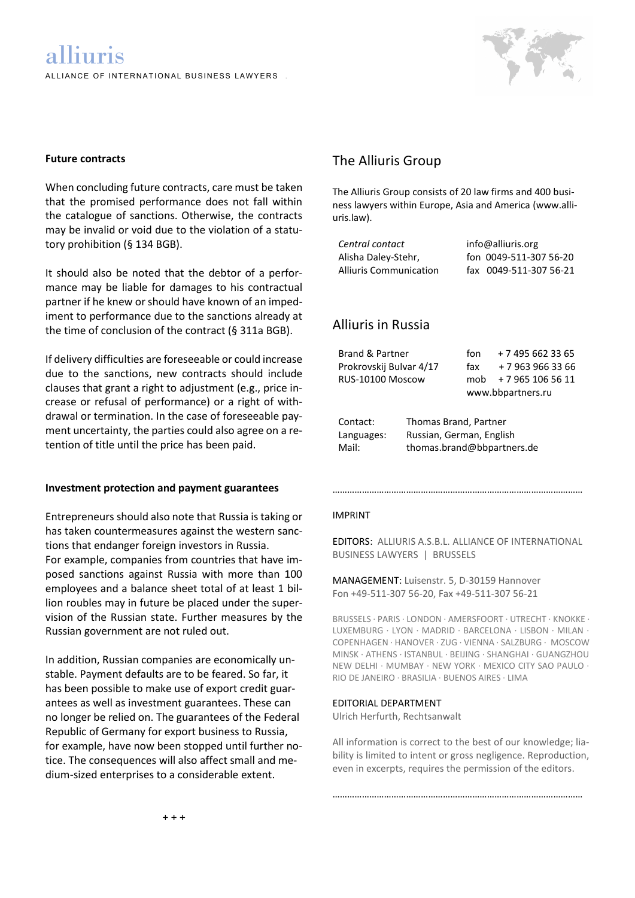## Future contracts

When concluding future contracts, care must be taken that the promised performance does not fall within the catalogue of sanctions. Otherwise, the contracts may be invalid or void due to the violation of a statutory prohibition (§ 134 BGB).

It should also be noted that the debtor of a performance may be liable for damages to his contractual partner if he knew or should have known of an impediment to performance due to the sanctions already at the time of conclusion of the contract (§ 311a BGB).

If delivery difficulties are foreseeable or could increase due to the sanctions, new contracts should include clauses that grant a right to adjustment (e.g., price increase or refusal of performance) or a right of withdrawal or termination. In the case of foreseeable payment uncertainty, the parties could also agree on a retention of title until the price has been paid.

## Investment protection and payment guarantees

Entrepreneurs should also note that Russia is taking or has taken countermeasures against the western sanctions that endanger foreign investors in Russia.
For example, companies from countries that have imposed sanctions against Russia with more than 100 employees and a balance sheet total of at least 1 billion roubles may in future be placed under the supervision of the Russian state. Further measures by the Russian government are not ruled out.

In addition, Russian companies are economically unstable. Payment defaults are to be feared. So far, it has been possible to make use of export credit guarantees as well as investment guarantees. These can no longer be relied on. The guarantees of the Federal Republic of Germany for export business to Russia, for example, have now been stopped until further notice. The consequences will also affect small and medium-sized enterprises to a considerable extent.

+ + +

## The Alliuris Group

The Alliuris Group consists of 20 law firms and 400 business lawyers within Europe, Asia and America (www.alliuris.law).

*Central contact*
Alisha Daley-Stehr,
Alliuris Communication

info@alliuris.org
fon 0049-511-307 56-20
fax 0049-511-307 56-21

## Alliuris in Russia

Brand & Partner
Prokrovskij Bulvar 4/17
RUS-10100 Moscow

fon + 7 495 662 33 65
fax + 7 963 966 33 66
mob + 7 965 106 56 11
www.bbpartners.ru

Contact: Thomas Brand, Partner
Languages: Russian, German, English
Mail: thomas.brand@bbpartners.de

IMPRINT

EDITORS: ALLIURIS A.S.B.L. ALLIANCE OF INTERNATIONAL BUSINESS LAWYERS | BRUSSELS

MANAGEMENT: Luisenstr. 5, D-30159 Hannover
Fon +49-511-307 56-20, Fax +49-511-307 56-21

BRUSSELS · PARIS · LONDON · AMERSFOORT · UTRECHT · KNOKKE · LUXEMBURG · LYON · MADRID · BARCELONA · LISBON · MILAN · COPENHAGEN · HANOVER · ZUG · VIENNA · SALZBURG · MOSCOW MINSK · ATHENS · ISTANBUL · BEIJING · SHANGHAI · GUANGZHOU NEW DELHI · MUMBAY · NEW YORK · MEXICO CITY SAO PAULO · RIO DE JANEIRO · BRASILIA · BUENOS AIRES · LIMA

EDITORIAL DEPARTMENT
Ulrich Herfurth, Rechtsanwalt

All information is correct to the best of our knowledge; liability is limited to intent or gross negligence. Reproduction, even in excerpts, requires the permission of the editors.